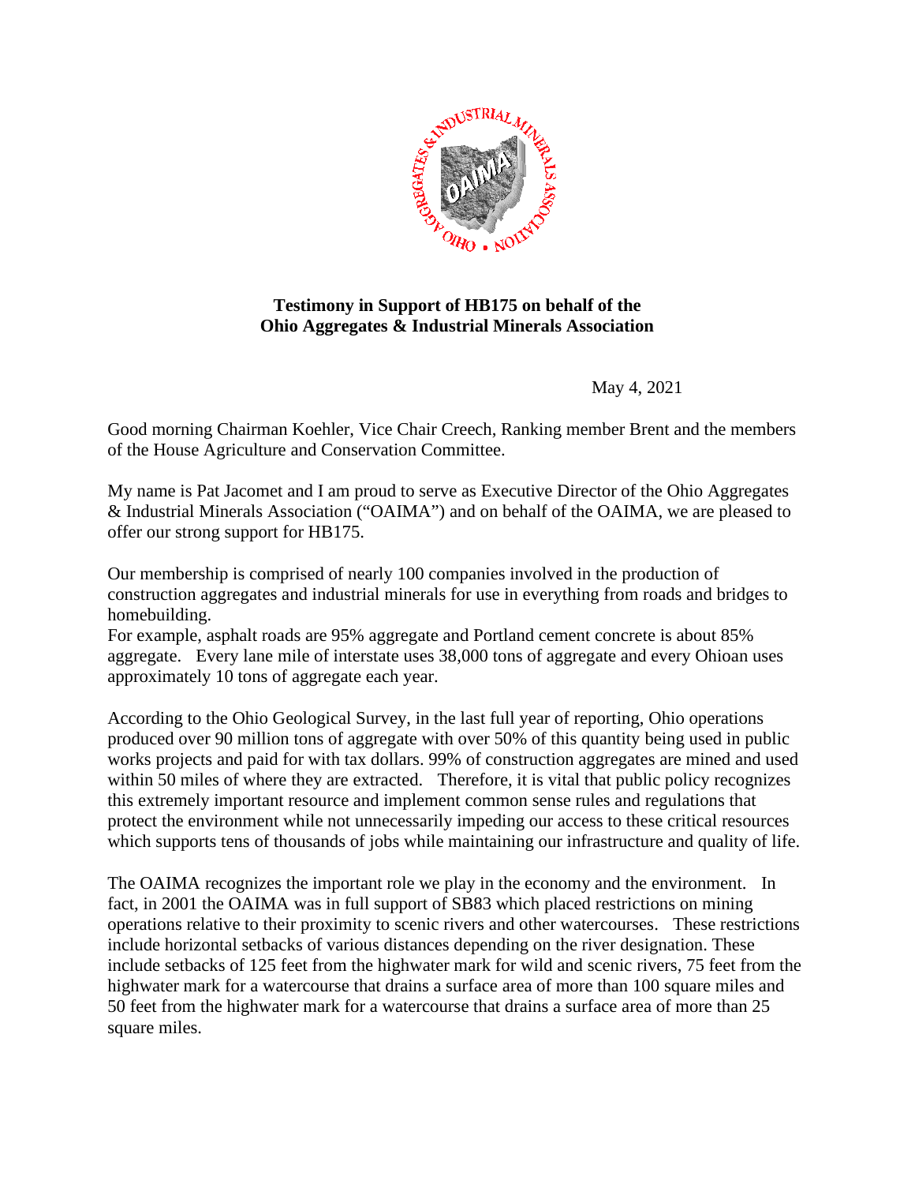**Testimony in Support of HB175 on behalf of the Ohio Aggregates & Industrial Minerals Association**

May 4, 2021

Good morning Chairman Koehler, Vice Chair Creech, Ranking member Brent and the members of the House Agriculture and Conservation Committee.

My name is Pat Jacomet and I am proud to serve as Executive Director of the Ohio Aggregates & Industrial Minerals Association ("OAIMA") and on behalf of the OAIMA, we are pleased to offer our strong support for HB175.

Our membership is comprised of nearly 100 companies involved in the production of construction aggregates and industrial minerals for use in everything from roads and bridges to homebuilding.
For example, asphalt roads are 95% aggregate and Portland cement concrete is about 85% aggregate. Every lane mile of interstate uses 38,000 tons of aggregate and every Ohioan uses approximately 10 tons of aggregate each year.

According to the Ohio Geological Survey, in the last full year of reporting, Ohio operations produced over 90 million tons of aggregate with over 50% of this quantity being used in public works projects and paid for with tax dollars. 99% of construction aggregates are mined and used within 50 miles of where they are extracted. Therefore, it is vital that public policy recognizes this extremely important resource and implement common sense rules and regulations that protect the environment while not unnecessarily impeding our access to these critical resources which supports tens of thousands of jobs while maintaining our infrastructure and quality of life.

The OAIMA recognizes the important role we play in the economy and the environment. In fact, in 2001 the OAIMA was in full support of SB83 which placed restrictions on mining operations relative to their proximity to scenic rivers and other watercourses. These restrictions include horizontal setbacks of various distances depending on the river designation. These include setbacks of 125 feet from the highwater mark for wild and scenic rivers, 75 feet from the highwater mark for a watercourse that drains a surface area of more than 100 square miles and 50 feet from the highwater mark for a watercourse that drains a surface area of more than 25 square miles.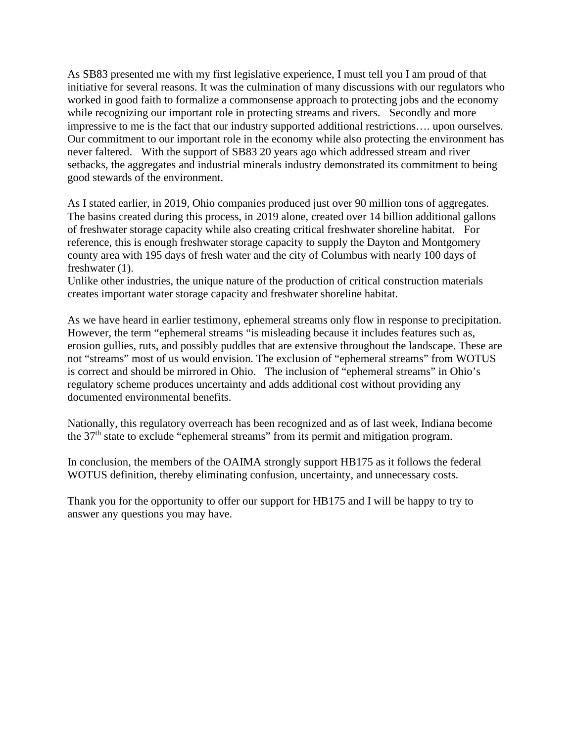As SB83 presented me with my first legislative experience, I must tell you I am proud of that initiative for several reasons. It was the culmination of many discussions with our regulators who worked in good faith to formalize a commonsense approach to protecting jobs and the economy while recognizing our important role in protecting streams and rivers. Secondly and more impressive to me is the fact that our industry supported additional restrictions…. upon ourselves. Our commitment to our important role in the economy while also protecting the environment has never faltered. With the support of SB83 20 years ago which addressed stream and river setbacks, the aggregates and industrial minerals industry demonstrated its commitment to being good stewards of the environment.

As I stated earlier, in 2019, Ohio companies produced just over 90 million tons of aggregates. The basins created during this process, in 2019 alone, created over 14 billion additional gallons of freshwater storage capacity while also creating critical freshwater shoreline habitat. For reference, this is enough freshwater storage capacity to supply the Dayton and Montgomery county area with 195 days of fresh water and the city of Columbus with nearly 100 days of freshwater (1).
Unlike other industries, the unique nature of the production of critical construction materials creates important water storage capacity and freshwater shoreline habitat.

As we have heard in earlier testimony, ephemeral streams only flow in response to precipitation. However, the term "ephemeral streams "is misleading because it includes features such as, erosion gullies, ruts, and possibly puddles that are extensive throughout the landscape. These are not "streams" most of us would envision. The exclusion of "ephemeral streams" from WOTUS is correct and should be mirrored in Ohio. The inclusion of "ephemeral streams" in Ohio's regulatory scheme produces uncertainty and adds additional cost without providing any documented environmental benefits.

Nationally, this regulatory overreach has been recognized and as of last week, Indiana become the 37th state to exclude "ephemeral streams" from its permit and mitigation program.

In conclusion, the members of the OAIMA strongly support HB175 as it follows the federal WOTUS definition, thereby eliminating confusion, uncertainty, and unnecessary costs.

Thank you for the opportunity to offer our support for HB175 and I will be happy to try to answer any questions you may have.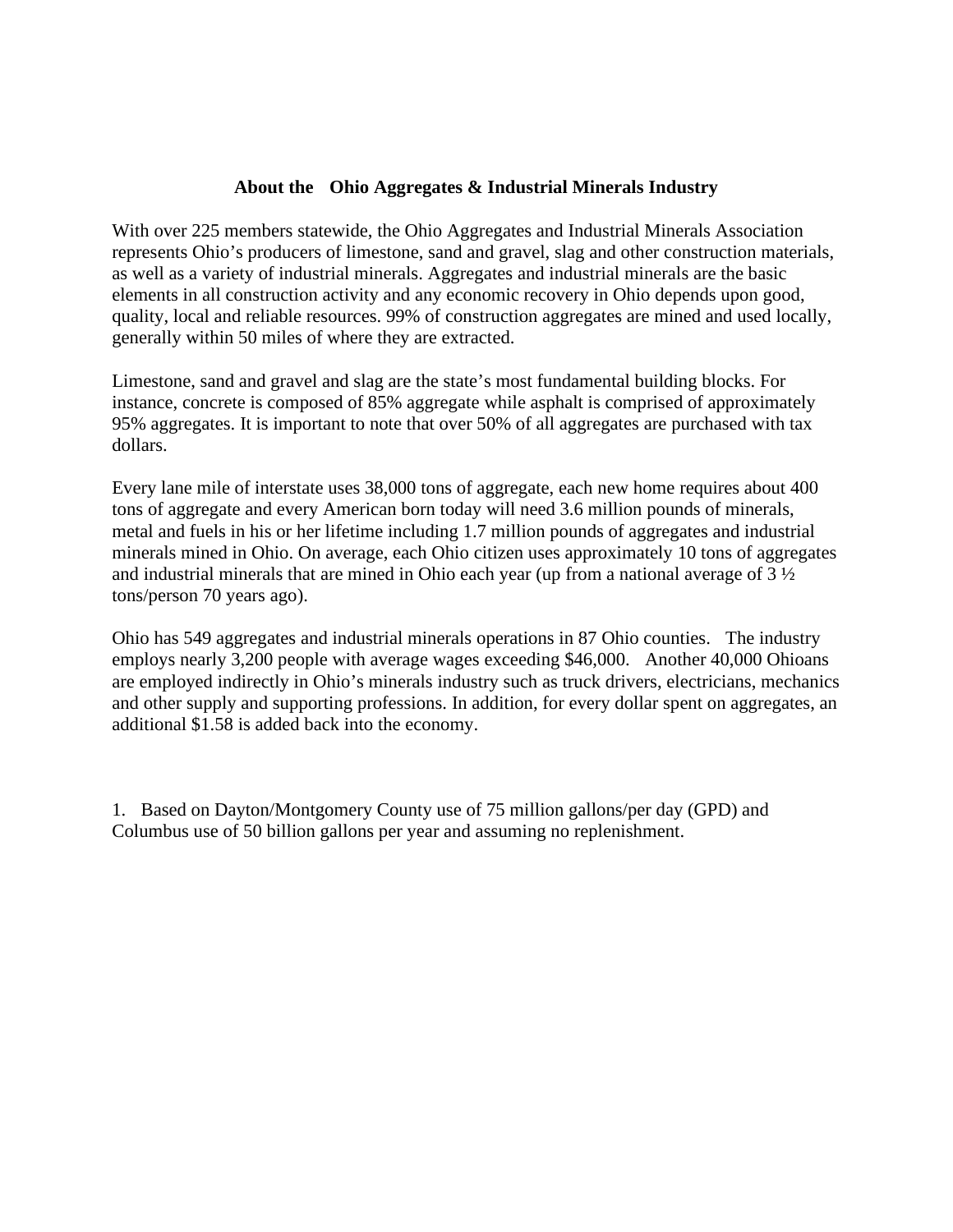**About the Ohio Aggregates & Industrial Minerals Industry**

With over 225 members statewide, the Ohio Aggregates and Industrial Minerals Association represents Ohio's producers of limestone, sand and gravel, slag and other construction materials, as well as a variety of industrial minerals. Aggregates and industrial minerals are the basic elements in all construction activity and any economic recovery in Ohio depends upon good, quality, local and reliable resources. 99% of construction aggregates are mined and used locally, generally within 50 miles of where they are extracted.

Limestone, sand and gravel and slag are the state's most fundamental building blocks. For instance, concrete is composed of 85% aggregate while asphalt is comprised of approximately 95% aggregates. It is important to note that over 50% of all aggregates are purchased with tax dollars.

Every lane mile of interstate uses 38,000 tons of aggregate, each new home requires about 400 tons of aggregate and every American born today will need 3.6 million pounds of minerals, metal and fuels in his or her lifetime including 1.7 million pounds of aggregates and industrial minerals mined in Ohio. On average, each Ohio citizen uses approximately 10 tons of aggregates and industrial minerals that are mined in Ohio each year (up from a national average of 3 ½ tons/person 70 years ago).

Ohio has 549 aggregates and industrial minerals operations in 87 Ohio counties. The industry employs nearly 3,200 people with average wages exceeding $46,000. Another 40,000 Ohioans are employed indirectly in Ohio's minerals industry such as truck drivers, electricians, mechanics and other supply and supporting professions. In addition, for every dollar spent on aggregates, an additional $1.58 is added back into the economy.

1. Based on Dayton/Montgomery County use of 75 million gallons/per day (GPD) and Columbus use of 50 billion gallons per year and assuming no replenishment.